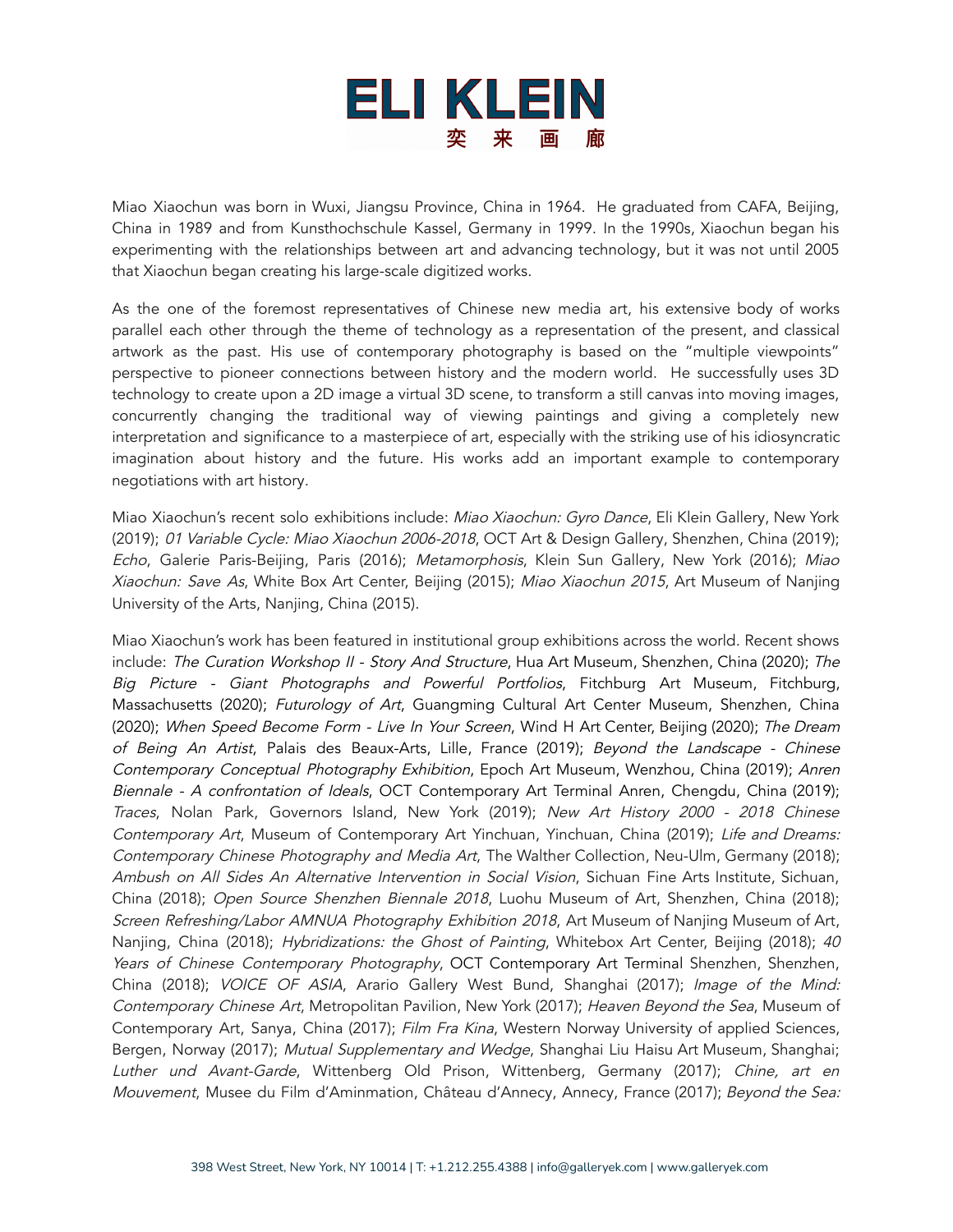# ELI KLEIN
奕 来 画 廊

Miao Xiaochun was born in Wuxi, Jiangsu Province, China in 1964. He graduated from CAFA, Beijing, China in 1989 and from Kunsthochschule Kassel, Germany in 1999. In the 1990s, Xiaochun began his experimenting with the relationships between art and advancing technology, but it was not until 2005 that Xiaochun began creating his large-scale digitized works.

As the one of the foremost representatives of Chinese new media art, his extensive body of works parallel each other through the theme of technology as a representation of the present, and classical artwork as the past. His use of contemporary photography is based on the "multiple viewpoints" perspective to pioneer connections between history and the modern world. He successfully uses 3D technology to create upon a 2D image a virtual 3D scene, to transform a still canvas into moving images, concurrently changing the traditional way of viewing paintings and giving a completely new interpretation and significance to a masterpiece of art, especially with the striking use of his idiosyncratic imagination about history and the future. His works add an important example to contemporary negotiations with art history.

Miao Xiaochun's recent solo exhibitions include: *Miao Xiaochun: Gyro Dance*, Eli Klein Gallery, New York (2019); *01 Variable Cycle: Miao Xiaochun 2006-2018*, OCT Art & Design Gallery, Shenzhen, China (2019); *Echo*, Galerie Paris-Beijing, Paris (2016); *Metamorphosis*, Klein Sun Gallery, New York (2016); *Miao Xiaochun: Save As*, White Box Art Center, Beijing (2015); *Miao Xiaochun 2015*, Art Museum of Nanjing University of the Arts, Nanjing, China (2015).

Miao Xiaochun's work has been featured in institutional group exhibitions across the world. Recent shows include: *The Curation Workshop II - Story And Structure*, Hua Art Museum, Shenzhen, China (2020); *The Big Picture - Giant Photographs and Powerful Portfolios*, Fitchburg Art Museum, Fitchburg, Massachusetts (2020); *Futurology of Art*, Guangming Cultural Art Center Museum, Shenzhen, China (2020); *When Speed Become Form - Live In Your Screen*, Wind H Art Center, Beijing (2020); *The Dream of Being An Artist*, Palais des Beaux-Arts, Lille, France (2019); *Beyond the Landscape - Chinese Contemporary Conceptual Photography Exhibition*, Epoch Art Museum, Wenzhou, China (2019); *Anren Biennale - A confrontation of Ideals*, OCT Contemporary Art Terminal Anren, Chengdu, China (2019); *Traces*, Nolan Park, Governors Island, New York (2019); *New Art History 2000 - 2018 Chinese Contemporary Art*, Museum of Contemporary Art Yinchuan, Yinchuan, China (2019); *Life and Dreams: Contemporary Chinese Photography and Media Art*, The Walther Collection, Neu-Ulm, Germany (2018); *Ambush on All Sides An Alternative Intervention in Social Vision*, Sichuan Fine Arts Institute, Sichuan, China (2018); *Open Source Shenzhen Biennale 2018*, Luohu Museum of Art, Shenzhen, China (2018); *Screen Refreshing/Labor AMNUA Photography Exhibition 2018*, Art Museum of Nanjing Museum of Art, Nanjing, China (2018); *Hybridizations: the Ghost of Painting*, Whitebox Art Center, Beijing (2018); *40 Years of Chinese Contemporary Photography*, OCT Contemporary Art Terminal Shenzhen, Shenzhen, China (2018); *VOICE OF ASIA*, Arario Gallery West Bund, Shanghai (2017); *Image of the Mind: Contemporary Chinese Art*, Metropolitan Pavilion, New York (2017); *Heaven Beyond the Sea*, Museum of Contemporary Art, Sanya, China (2017); *Film Fra Kina*, Western Norway University of applied Sciences, Bergen, Norway (2017); *Mutual Supplementary and Wedge*, Shanghai Liu Haisu Art Museum, Shanghai; *Luther und Avant-Garde*, Wittenberg Old Prison, Wittenberg, Germany (2017); *Chine, art en Mouvement*, Musee du Film d'Aminmation, Château d'Annecy, Annecy, France (2017); *Beyond the Sea:*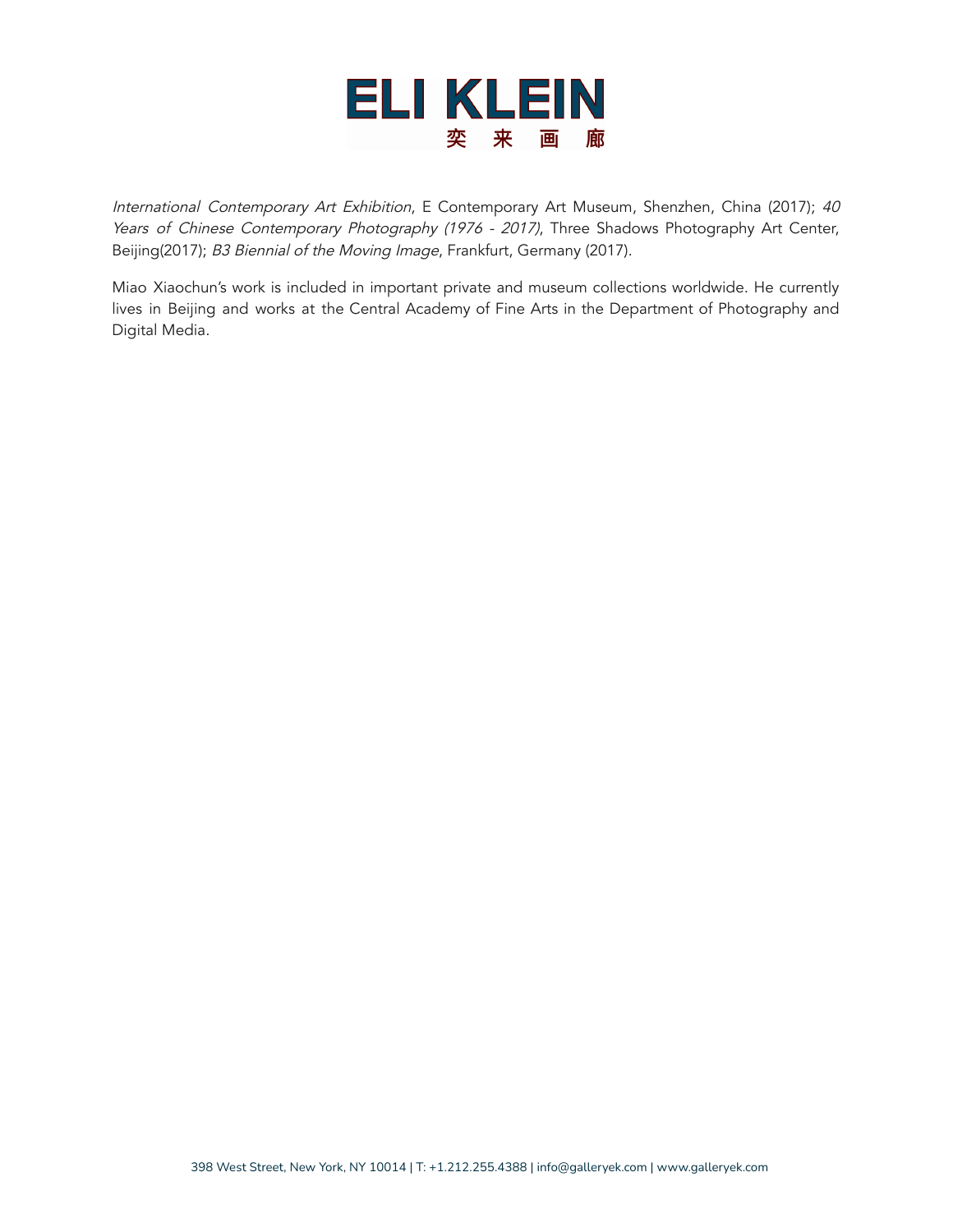*International Contemporary Art Exhibition*, E Contemporary Art Museum, Shenzhen, China (2017); *40 Years of Chinese Contemporary Photography (1976 - 2017)*, Three Shadows Photography Art Center, Beijing(2017); *B3 Biennial of the Moving Image*, Frankfurt, Germany (2017).

Miao Xiaochun's work is included in important private and museum collections worldwide. He currently lives in Beijing and works at the Central Academy of Fine Arts in the Department of Photography and Digital Media.